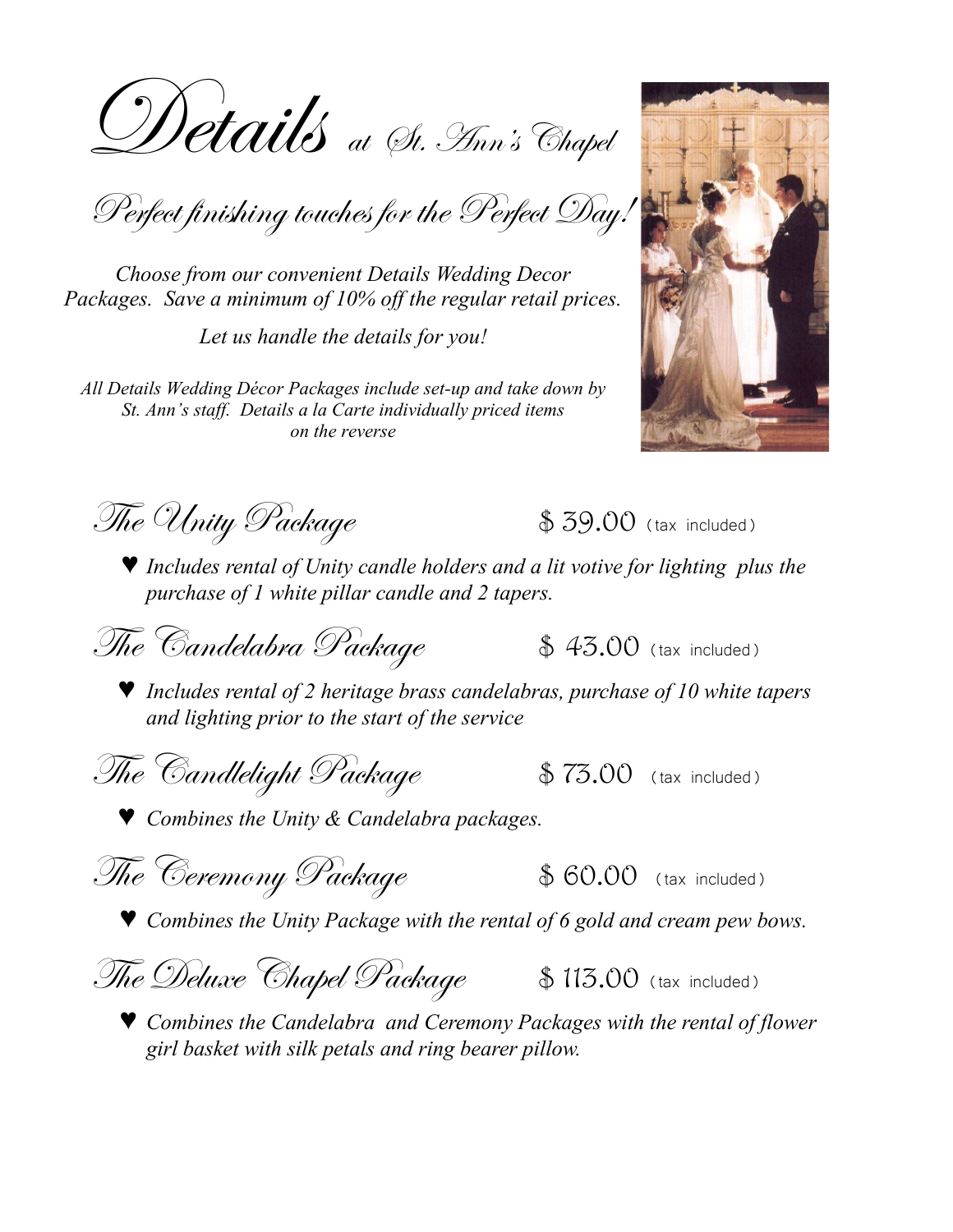# Details at St. Ann's Chapel

## Perfect finishing touches for the Perfect Day!

*Choose from our convenient Details Wedding Decor Packages. Save a minimum of 10% off the regular retail prices.*

*Let us handle the details for you!*

*All Details Wedding Décor Packages include set-up and take down by St. Ann's staff. Details a la Carte individually priced items on the reverse*

### The Unity Package — $ 39.00 (tax included)

- ♥ *Includes rental of Unity candle holders and a lit votive for lighting plus the purchase of 1 white pillar candle and 2 tapers.*

### The Candelabra Package — $ 43.00 (tax included)

- ♥ *Includes rental of 2 heritage brass candelabras, purchase of 10 white tapers and lighting prior to the start of the service*

### The Candlelight Package — $ 73.00 (tax included)

- ♥ *Combines the Unity & Candelabra packages.*

### The Ceremony Package — $ 60.00 (tax included)

- ♥ *Combines the Unity Package with the rental of 6 gold and cream pew bows.*

### The Deluxe Chapel Package — $ 113.00 (tax included)

- ♥ *Combines the Candelabra and Ceremony Packages with the rental of flower girl basket with silk petals and ring bearer pillow.*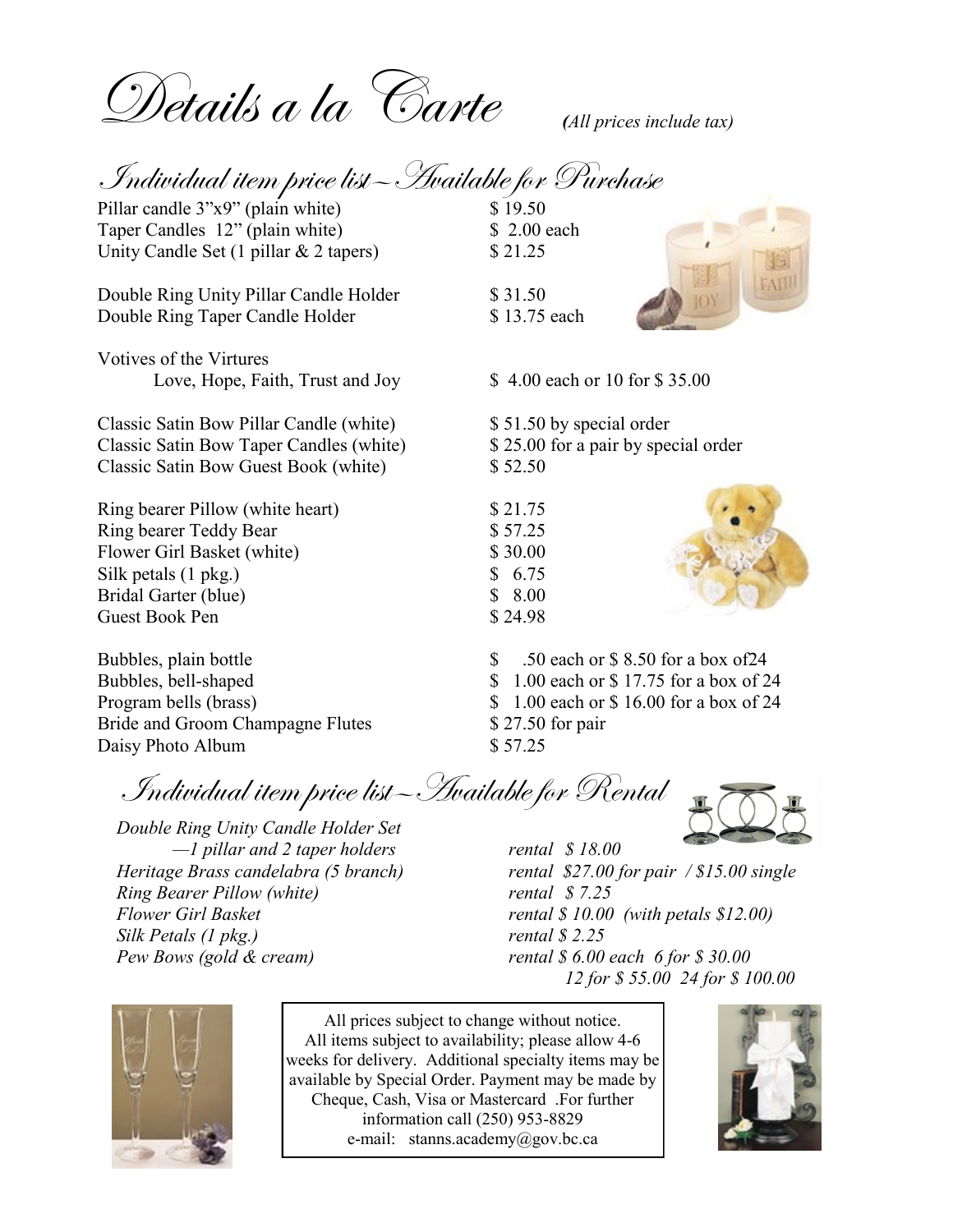# Details a la Carte

*(All prices include tax)*

## Individual item price list ~ Available for Purchase

| | |
|---|---|
| Pillar candle 3"x9" (plain white) | $ 19.50 |
| Taper Candles 12" (plain white) | $ 2.00 each |
| Unity Candle Set (1 pillar & 2 tapers) | $ 21.25 |
| Double Ring Unity Pillar Candle Holder | $ 31.50 |
| Double Ring Taper Candle Holder | $ 13.75 each |
| Votives of the Virtues<br>Love, Hope, Faith, Trust and Joy | $ 4.00 each or 10 for $ 35.00 |
| Classic Satin Bow Pillar Candle (white) | $ 51.50 by special order |
| Classic Satin Bow Taper Candles (white) | $ 25.00 for a pair by special order |
| Classic Satin Bow Guest Book (white) | $ 52.50 |
| Ring bearer Pillow (white heart) | $ 21.75 |
| Ring bearer Teddy Bear | $ 57.25 |
| Flower Girl Basket (white) | $ 30.00 |
| Silk petals (1 pkg.) | $ 6.75 |
| Bridal Garter (blue) | $ 8.00 |
| Guest Book Pen | $ 24.98 |
| Bubbles, plain bottle | $ .50 each or $ 8.50 for a box of24 |
| Bubbles, bell-shaped | $ 1.00 each or $ 17.75 for a box of 24 |
| Program bells (brass) | $ 1.00 each or $ 16.00 for a box of 24 |
| Bride and Groom Champagne Flutes | $ 27.50 for pair |
| Daisy Photo Album | $ 57.25 |

## Individual item price list ~ Available for Rental

| | |
|---|---|
| *Double Ring Unity Candle Holder Set<br>—1 pillar and 2 taper holders* | *rental $ 18.00* |
| *Heritage Brass candelabra (5 branch)* | *rental $27.00 for pair / $15.00 single* |
| *Ring Bearer Pillow (white)* | *rental $ 7.25* |
| *Flower Girl Basket* | *rental $ 10.00 (with petals $12.00)* |
| *Silk Petals (1 pkg.)* | *rental $ 2.25* |
| *Pew Bows (gold & cream)* | *rental $ 6.00 each 6 for $ 30.00<br>12 for $ 55.00 24 for $ 100.00* |

All prices subject to change without notice. All items subject to availability; please allow 4-6 weeks for delivery. Additional specialty items may be available by Special Order. Payment may be made by Cheque, Cash, Visa or Mastercard .For further information call (250) 953-8829
e-mail: stanns.academy@gov.bc.ca